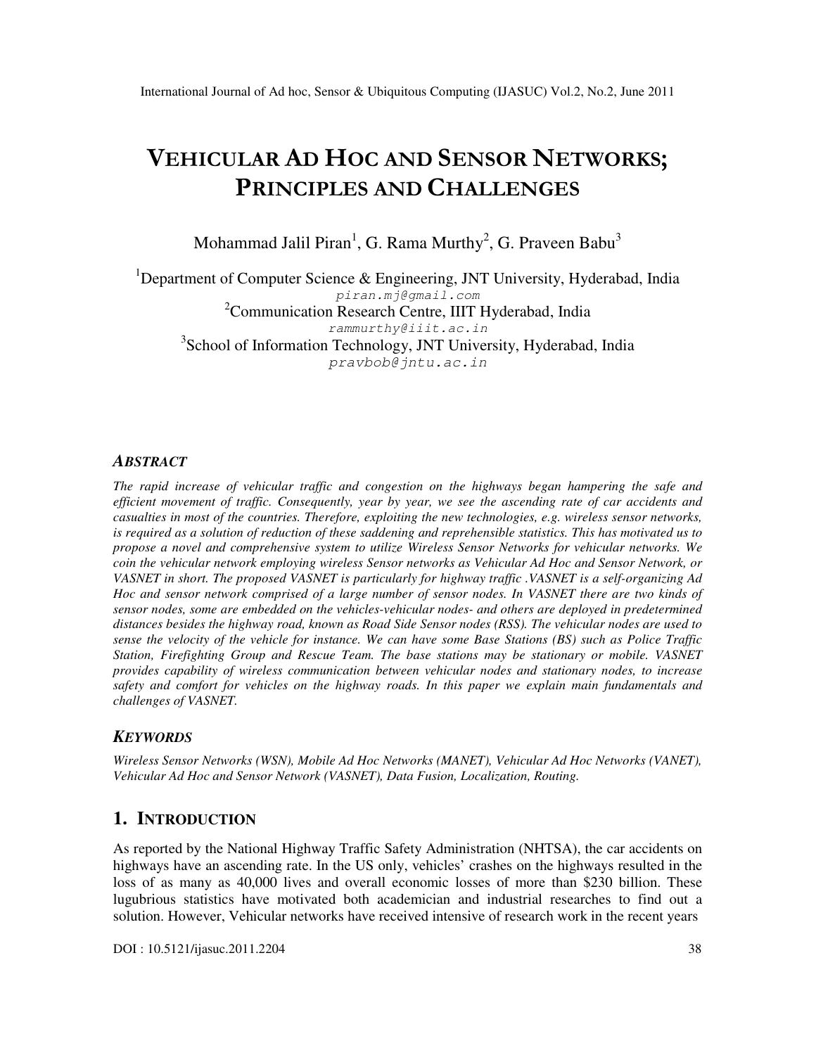# VEHICULAR AD HOC AND SENSOR NETWORKS; PRINCIPLES AND CHALLENGES

Mohammad Jalil Piran[1], G. Rama Murthy[2], G. Praveen Babu[3]

[1]Department of Computer Science & Engineering, JNT University, Hyderabad, India
piran.mj@gmail.com

[2]Communication Research Centre, IIIT Hyderabad, India
rammurthy@iiit.ac.in

[3]School of Information Technology, JNT University, Hyderabad, India
pravbob@jntu.ac.in

### ABSTRACT

*The rapid increase of vehicular traffic and congestion on the highways began hampering the safe and efficient movement of traffic. Consequently, year by year, we see the ascending rate of car accidents and casualties in most of the countries. Therefore, exploiting the new technologies, e.g. wireless sensor networks, is required as a solution of reduction of these saddening and reprehensible statistics. This has motivated us to propose a novel and comprehensive system to utilize Wireless Sensor Networks for vehicular networks. We coin the vehicular network employing wireless Sensor networks as Vehicular Ad Hoc and Sensor Network, or VASNET in short. The proposed VASNET is particularly for highway traffic .VASNET is a self-organizing Ad Hoc and sensor network comprised of a large number of sensor nodes. In VASNET there are two kinds of sensor nodes, some are embedded on the vehicles-vehicular nodes- and others are deployed in predetermined distances besides the highway road, known as Road Side Sensor nodes (RSS). The vehicular nodes are used to sense the velocity of the vehicle for instance. We can have some Base Stations (BS) such as Police Traffic Station, Firefighting Group and Rescue Team. The base stations may be stationary or mobile. VASNET provides capability of wireless communication between vehicular nodes and stationary nodes, to increase safety and comfort for vehicles on the highway roads. In this paper we explain main fundamentals and challenges of VASNET.*

### KEYWORDS

*Wireless Sensor Networks (WSN), Mobile Ad Hoc Networks (MANET), Vehicular Ad Hoc Networks (VANET), Vehicular Ad Hoc and Sensor Network (VASNET), Data Fusion, Localization, Routing.*

## 1. INTRODUCTION

As reported by the National Highway Traffic Safety Administration (NHTSA), the car accidents on highways have an ascending rate. In the US only, vehicles' crashes on the highways resulted in the loss of as many as 40,000 lives and overall economic losses of more than $230 billion. These lugubrious statistics have motivated both academician and industrial researches to find out a solution. However, Vehicular networks have received intensive of research work in the recent years

DOI : 10.5121/ijasuc.2011.2204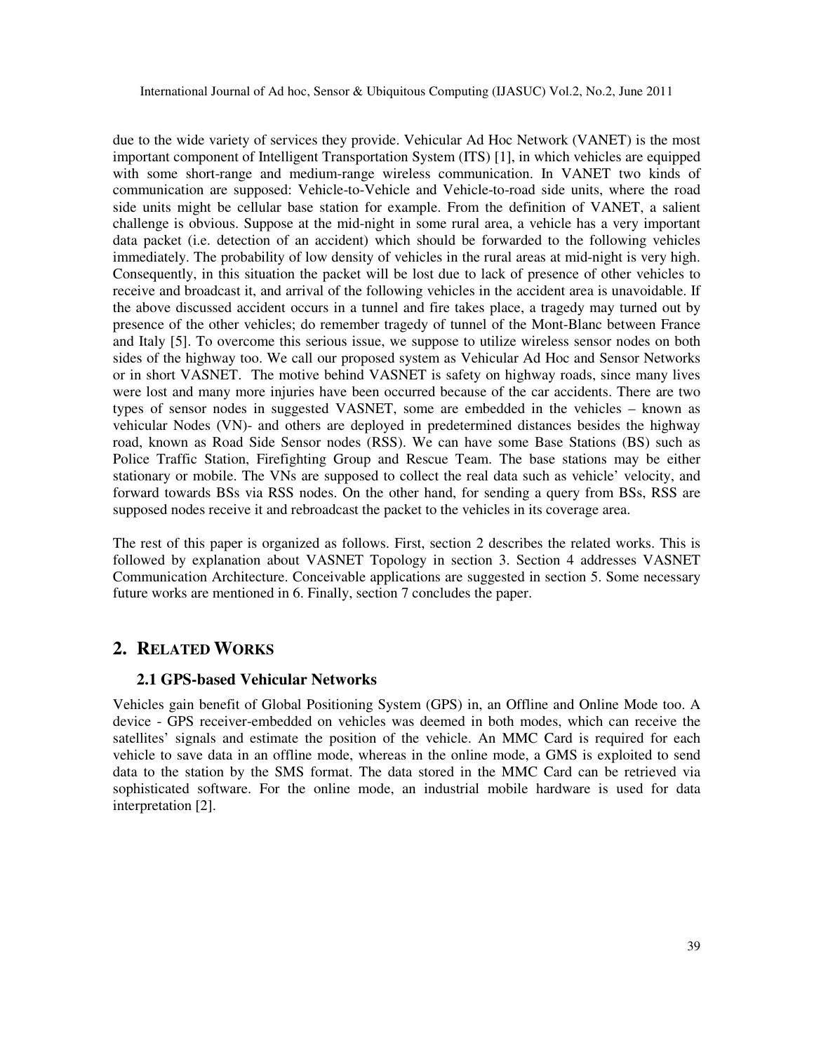due to the wide variety of services they provide. Vehicular Ad Hoc Network (VANET) is the most important component of Intelligent Transportation System (ITS) [1], in which vehicles are equipped with some short-range and medium-range wireless communication. In VANET two kinds of communication are supposed: Vehicle-to-Vehicle and Vehicle-to-road side units, where the road side units might be cellular base station for example. From the definition of VANET, a salient challenge is obvious. Suppose at the mid-night in some rural area, a vehicle has a very important data packet (i.e. detection of an accident) which should be forwarded to the following vehicles immediately. The probability of low density of vehicles in the rural areas at mid-night is very high. Consequently, in this situation the packet will be lost due to lack of presence of other vehicles to receive and broadcast it, and arrival of the following vehicles in the accident area is unavoidable. If the above discussed accident occurs in a tunnel and fire takes place, a tragedy may turned out by presence of the other vehicles; do remember tragedy of tunnel of the Mont-Blanc between France and Italy [5]. To overcome this serious issue, we suppose to utilize wireless sensor nodes on both sides of the highway too. We call our proposed system as Vehicular Ad Hoc and Sensor Networks or in short VASNET. The motive behind VASNET is safety on highway roads, since many lives were lost and many more injuries have been occurred because of the car accidents. There are two types of sensor nodes in suggested VASNET, some are embedded in the vehicles – known as vehicular Nodes (VN)- and others are deployed in predetermined distances besides the highway road, known as Road Side Sensor nodes (RSS). We can have some Base Stations (BS) such as Police Traffic Station, Firefighting Group and Rescue Team. The base stations may be either stationary or mobile. The VNs are supposed to collect the real data such as vehicle' velocity, and forward towards BSs via RSS nodes. On the other hand, for sending a query from BSs, RSS are supposed nodes receive it and rebroadcast the packet to the vehicles in its coverage area.

The rest of this paper is organized as follows. First, section 2 describes the related works. This is followed by explanation about VASNET Topology in section 3. Section 4 addresses VASNET Communication Architecture. Conceivable applications are suggested in section 5. Some necessary future works are mentioned in 6. Finally, section 7 concludes the paper.

## 2. Related Works

### 2.1 GPS-based Vehicular Networks

Vehicles gain benefit of Global Positioning System (GPS) in, an Offline and Online Mode too. A device - GPS receiver-embedded on vehicles was deemed in both modes, which can receive the satellites' signals and estimate the position of the vehicle. An MMC Card is required for each vehicle to save data in an offline mode, whereas in the online mode, a GMS is exploited to send data to the station by the SMS format. The data stored in the MMC Card can be retrieved via sophisticated software. For the online mode, an industrial mobile hardware is used for data interpretation [2].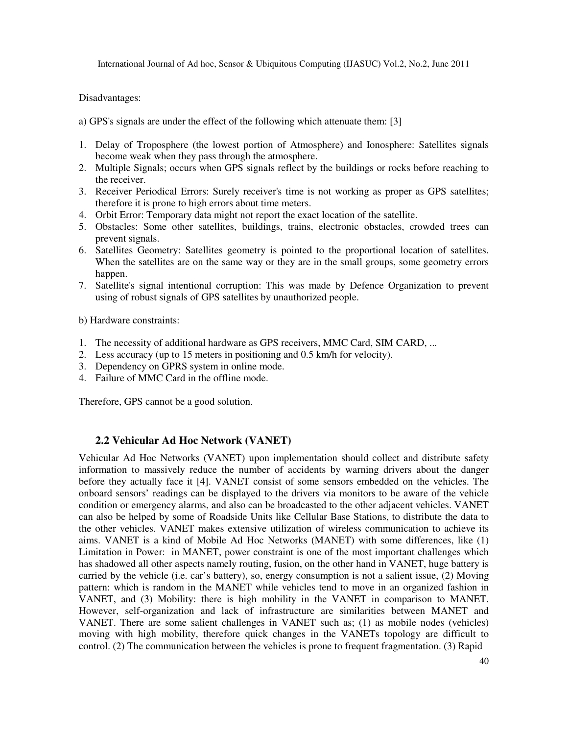Disadvantages:

a) GPS's signals are under the effect of the following which attenuate them: [3]

1. Delay of Troposphere (the lowest portion of Atmosphere) and Ionosphere: Satellites signals become weak when they pass through the atmosphere.
2. Multiple Signals; occurs when GPS signals reflect by the buildings or rocks before reaching to the receiver.
3. Receiver Periodical Errors: Surely receiver's time is not working as proper as GPS satellites; therefore it is prone to high errors about time meters.
4. Orbit Error: Temporary data might not report the exact location of the satellite.
5. Obstacles: Some other satellites, buildings, trains, electronic obstacles, crowded trees can prevent signals.
6. Satellites Geometry: Satellites geometry is pointed to the proportional location of satellites. When the satellites are on the same way or they are in the small groups, some geometry errors happen.
7. Satellite's signal intentional corruption: This was made by Defence Organization to prevent using of robust signals of GPS satellites by unauthorized people.

b) Hardware constraints:

1. The necessity of additional hardware as GPS receivers, MMC Card, SIM CARD, ...
2. Less accuracy (up to 15 meters in positioning and 0.5 km/h for velocity).
3. Dependency on GPRS system in online mode.
4. Failure of MMC Card in the offline mode.

Therefore, GPS cannot be a good solution.

### 2.2 Vehicular Ad Hoc Network (VANET)

Vehicular Ad Hoc Networks (VANET) upon implementation should collect and distribute safety information to massively reduce the number of accidents by warning drivers about the danger before they actually face it [4]. VANET consist of some sensors embedded on the vehicles. The onboard sensors' readings can be displayed to the drivers via monitors to be aware of the vehicle condition or emergency alarms, and also can be broadcasted to the other adjacent vehicles. VANET can also be helped by some of Roadside Units like Cellular Base Stations, to distribute the data to the other vehicles. VANET makes extensive utilization of wireless communication to achieve its aims. VANET is a kind of Mobile Ad Hoc Networks (MANET) with some differences, like (1) Limitation in Power: in MANET, power constraint is one of the most important challenges which has shadowed all other aspects namely routing, fusion, on the other hand in VANET, huge battery is carried by the vehicle (i.e. car's battery), so, energy consumption is not a salient issue, (2) Moving pattern: which is random in the MANET while vehicles tend to move in an organized fashion in VANET, and (3) Mobility: there is high mobility in the VANET in comparison to MANET. However, self-organization and lack of infrastructure are similarities between MANET and VANET. There are some salient challenges in VANET such as; (1) as mobile nodes (vehicles) moving with high mobility, therefore quick changes in the VANETs topology are difficult to control. (2) The communication between the vehicles is prone to frequent fragmentation. (3) Rapid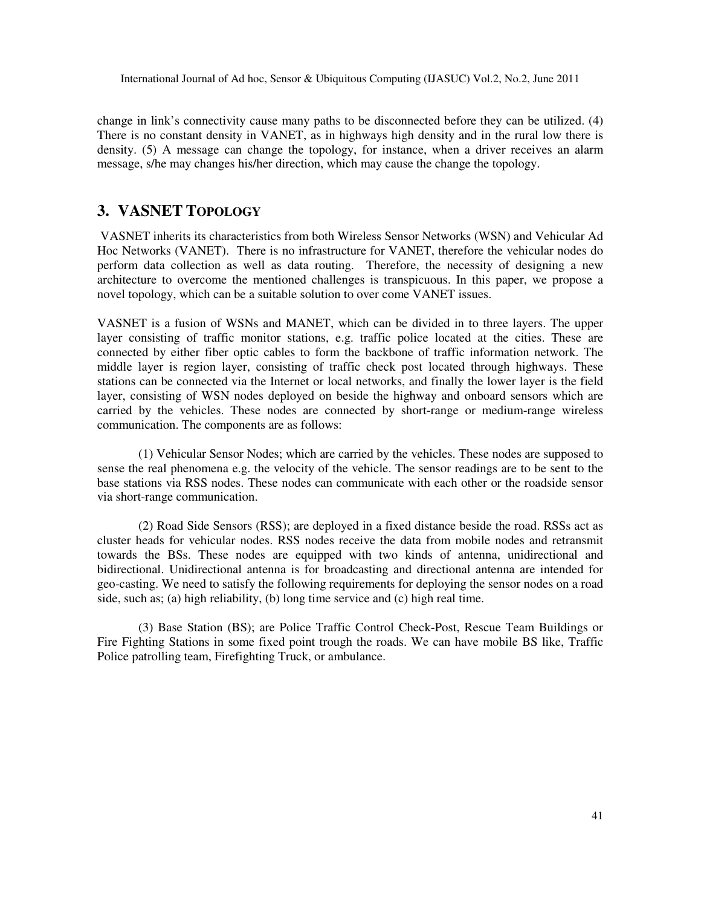change in link's connectivity cause many paths to be disconnected before they can be utilized. (4) There is no constant density in VANET, as in highways high density and in the rural low there is density. (5) A message can change the topology, for instance, when a driver receives an alarm message, s/he may changes his/her direction, which may cause the change the topology.

## 3. VASNET TOPOLOGY

VASNET inherits its characteristics from both Wireless Sensor Networks (WSN) and Vehicular Ad Hoc Networks (VANET). There is no infrastructure for VANET, therefore the vehicular nodes do perform data collection as well as data routing. Therefore, the necessity of designing a new architecture to overcome the mentioned challenges is transpicuous. In this paper, we propose a novel topology, which can be a suitable solution to over come VANET issues.

VASNET is a fusion of WSNs and MANET, which can be divided in to three layers. The upper layer consisting of traffic monitor stations, e.g. traffic police located at the cities. These are connected by either fiber optic cables to form the backbone of traffic information network. The middle layer is region layer, consisting of traffic check post located through highways. These stations can be connected via the Internet or local networks, and finally the lower layer is the field layer, consisting of WSN nodes deployed on beside the highway and onboard sensors which are carried by the vehicles. These nodes are connected by short-range or medium-range wireless communication. The components are as follows:

(1) Vehicular Sensor Nodes; which are carried by the vehicles. These nodes are supposed to sense the real phenomena e.g. the velocity of the vehicle. The sensor readings are to be sent to the base stations via RSS nodes. These nodes can communicate with each other or the roadside sensor via short-range communication.

(2) Road Side Sensors (RSS); are deployed in a fixed distance beside the road. RSSs act as cluster heads for vehicular nodes. RSS nodes receive the data from mobile nodes and retransmit towards the BSs. These nodes are equipped with two kinds of antenna, unidirectional and bidirectional. Unidirectional antenna is for broadcasting and directional antenna are intended for geo-casting. We need to satisfy the following requirements for deploying the sensor nodes on a road side, such as; (a) high reliability, (b) long time service and (c) high real time.

(3) Base Station (BS); are Police Traffic Control Check-Post, Rescue Team Buildings or Fire Fighting Stations in some fixed point trough the roads. We can have mobile BS like, Traffic Police patrolling team, Firefighting Truck, or ambulance.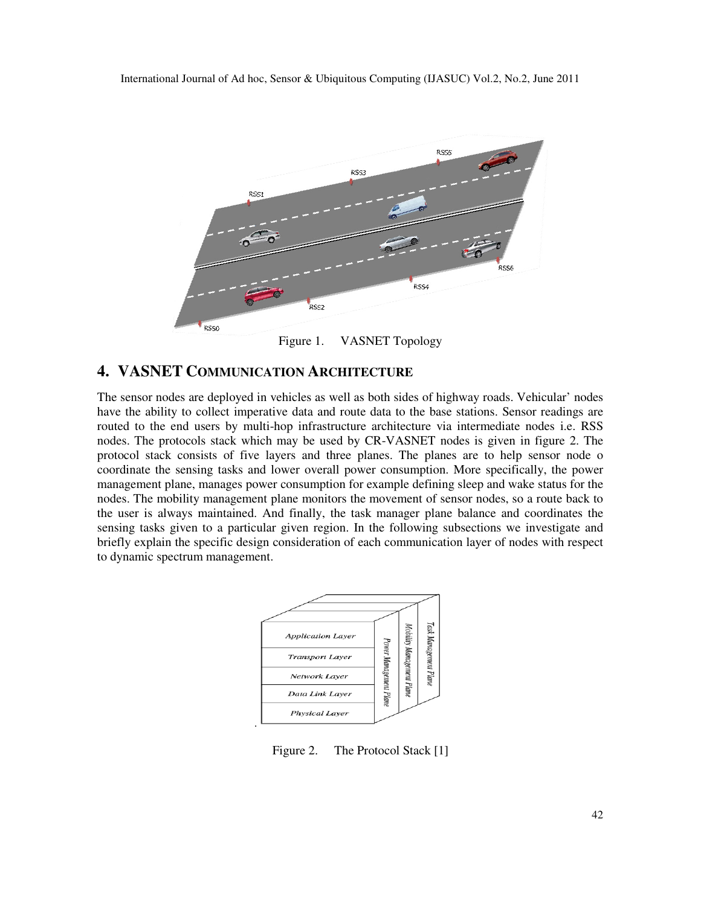Figure 1. VASNET Topology

## 4. VASNET COMMUNICATION ARCHITECTURE

The sensor nodes are deployed in vehicles as well as both sides of highway roads. Vehicular' nodes have the ability to collect imperative data and route data to the base stations. Sensor readings are routed to the end users by multi-hop infrastructure architecture via intermediate nodes i.e. RSS nodes. The protocols stack which may be used by CR-VASNET nodes is given in figure 2. The protocol stack consists of five layers and three planes. The planes are to help sensor node o coordinate the sensing tasks and lower overall power consumption. More specifically, the power management plane, manages power consumption for example defining sleep and wake status for the nodes. The mobility management plane monitors the movement of sensor nodes, so a route back to the user is always maintained. And finally, the task manager plane balance and coordinates the sensing tasks given to a particular given region. In the following subsections we investigate and briefly explain the specific design consideration of each communication layer of nodes with respect to dynamic spectrum management.

Figure 2. The Protocol Stack [1]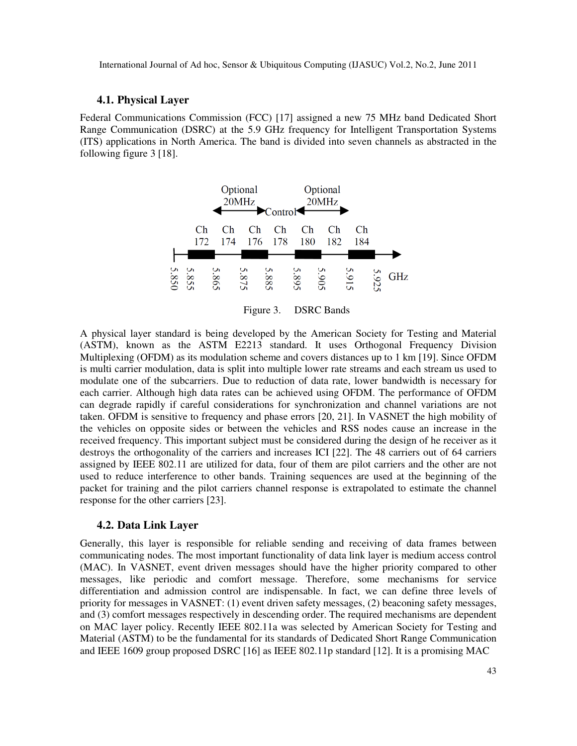### 4.1. Physical Layer

Federal Communications Commission (FCC) [17] assigned a new 75 MHz band Dedicated Short Range Communication (DSRC) at the 5.9 GHz frequency for Intelligent Transportation Systems (ITS) applications in North America. The band is divided into seven channels as abstracted in the following figure 3 [18].

Figure 3. DSRC Bands

A physical layer standard is being developed by the American Society for Testing and Material (ASTM), known as the ASTM E2213 standard. It uses Orthogonal Frequency Division Multiplexing (OFDM) as its modulation scheme and covers distances up to 1 km [19]. Since OFDM is multi carrier modulation, data is split into multiple lower rate streams and each stream us used to modulate one of the subcarriers. Due to reduction of data rate, lower bandwidth is necessary for each carrier. Although high data rates can be achieved using OFDM. The performance of OFDM can degrade rapidly if careful considerations for synchronization and channel variations are not taken. OFDM is sensitive to frequency and phase errors [20, 21]. In VASNET the high mobility of the vehicles on opposite sides or between the vehicles and RSS nodes cause an increase in the received frequency. This important subject must be considered during the design of he receiver as it destroys the orthogonality of the carriers and increases ICI [22]. The 48 carriers out of 64 carriers assigned by IEEE 802.11 are utilized for data, four of them are pilot carriers and the other are not used to reduce interference to other bands. Training sequences are used at the beginning of the packet for training and the pilot carriers channel response is extrapolated to estimate the channel response for the other carriers [23].

### 4.2. Data Link Layer

Generally, this layer is responsible for reliable sending and receiving of data frames between communicating nodes. The most important functionality of data link layer is medium access control (MAC). In VASNET, event driven messages should have the higher priority compared to other messages, like periodic and comfort message. Therefore, some mechanisms for service differentiation and admission control are indispensable. In fact, we can define three levels of priority for messages in VASNET: (1) event driven safety messages, (2) beaconing safety messages, and (3) comfort messages respectively in descending order. The required mechanisms are dependent on MAC layer policy. Recently IEEE 802.11a was selected by American Society for Testing and Material (ASTM) to be the fundamental for its standards of Dedicated Short Range Communication and IEEE 1609 group proposed DSRC [16] as IEEE 802.11p standard [12]. It is a promising MAC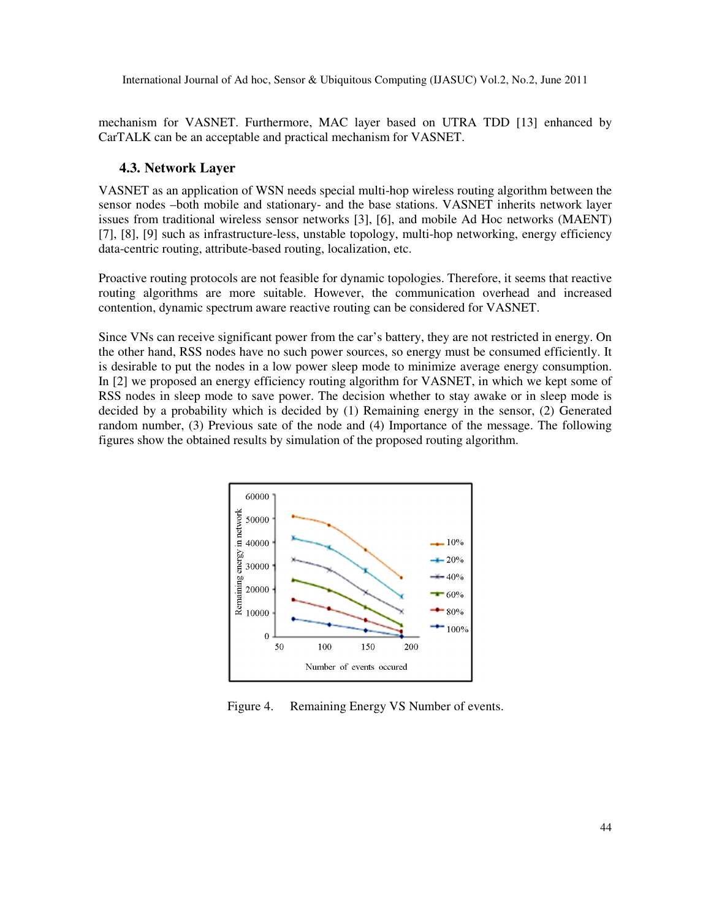mechanism for VASNET. Furthermore, MAC layer based on UTRA TDD [13] enhanced by CarTALK can be an acceptable and practical mechanism for VASNET.

### 4.3. Network Layer

VASNET as an application of WSN needs special multi-hop wireless routing algorithm between the sensor nodes –both mobile and stationary- and the base stations. VASNET inherits network layer issues from traditional wireless sensor networks [3], [6], and mobile Ad Hoc networks (MAENT) [7], [8], [9] such as infrastructure-less, unstable topology, multi-hop networking, energy efficiency data-centric routing, attribute-based routing, localization, etc.

Proactive routing protocols are not feasible for dynamic topologies. Therefore, it seems that reactive routing algorithms are more suitable. However, the communication overhead and increased contention, dynamic spectrum aware reactive routing can be considered for VASNET.

Since VNs can receive significant power from the car's battery, they are not restricted in energy. On the other hand, RSS nodes have no such power sources, so energy must be consumed efficiently. It is desirable to put the nodes in a low power sleep mode to minimize average energy consumption. In [2] we proposed an energy efficiency routing algorithm for VASNET, in which we kept some of RSS nodes in sleep mode to save power. The decision whether to stay awake or in sleep mode is decided by a probability which is decided by (1) Remaining energy in the sensor, (2) Generated random number, (3) Previous sate of the node and (4) Importance of the message. The following figures show the obtained results by simulation of the proposed routing algorithm.

Figure 4. Remaining Energy VS Number of events.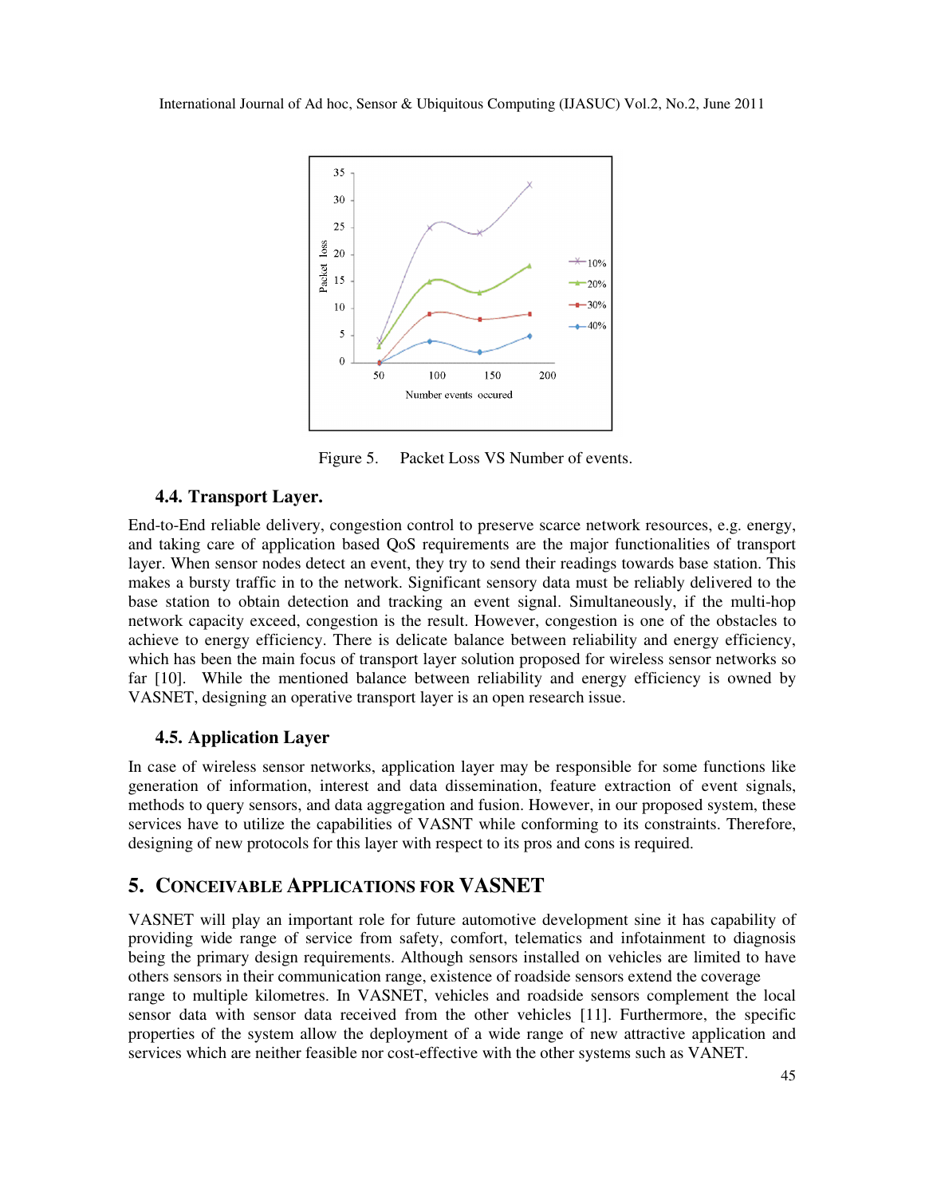Figure 5. Packet Loss VS Number of events.

### 4.4. Transport Layer.

End-to-End reliable delivery, congestion control to preserve scarce network resources, e.g. energy, and taking care of application based QoS requirements are the major functionalities of transport layer. When sensor nodes detect an event, they try to send their readings towards base station. This makes a bursty traffic in to the network. Significant sensory data must be reliably delivered to the base station to obtain detection and tracking an event signal. Simultaneously, if the multi-hop network capacity exceed, congestion is the result. However, congestion is one of the obstacles to achieve to energy efficiency. There is delicate balance between reliability and energy efficiency, which has been the main focus of transport layer solution proposed for wireless sensor networks so far [10]. While the mentioned balance between reliability and energy efficiency is owned by VASNET, designing an operative transport layer is an open research issue.

### 4.5. Application Layer

In case of wireless sensor networks, application layer may be responsible for some functions like generation of information, interest and data dissemination, feature extraction of event signals, methods to query sensors, and data aggregation and fusion. However, in our proposed system, these services have to utilize the capabilities of VASNT while conforming to its constraints. Therefore, designing of new protocols for this layer with respect to its pros and cons is required.

## 5. CONCEIVABLE APPLICATIONS FOR VASNET

VASNET will play an important role for future automotive development sine it has capability of providing wide range of service from safety, comfort, telematics and infotainment to diagnosis being the primary design requirements. Although sensors installed on vehicles are limited to have others sensors in their communication range, existence of roadside sensors extend the coverage range to multiple kilometres. In VASNET, vehicles and roadside sensors complement the local sensor data with sensor data received from the other vehicles [11]. Furthermore, the specific properties of the system allow the deployment of a wide range of new attractive application and services which are neither feasible nor cost-effective with the other systems such as VANET.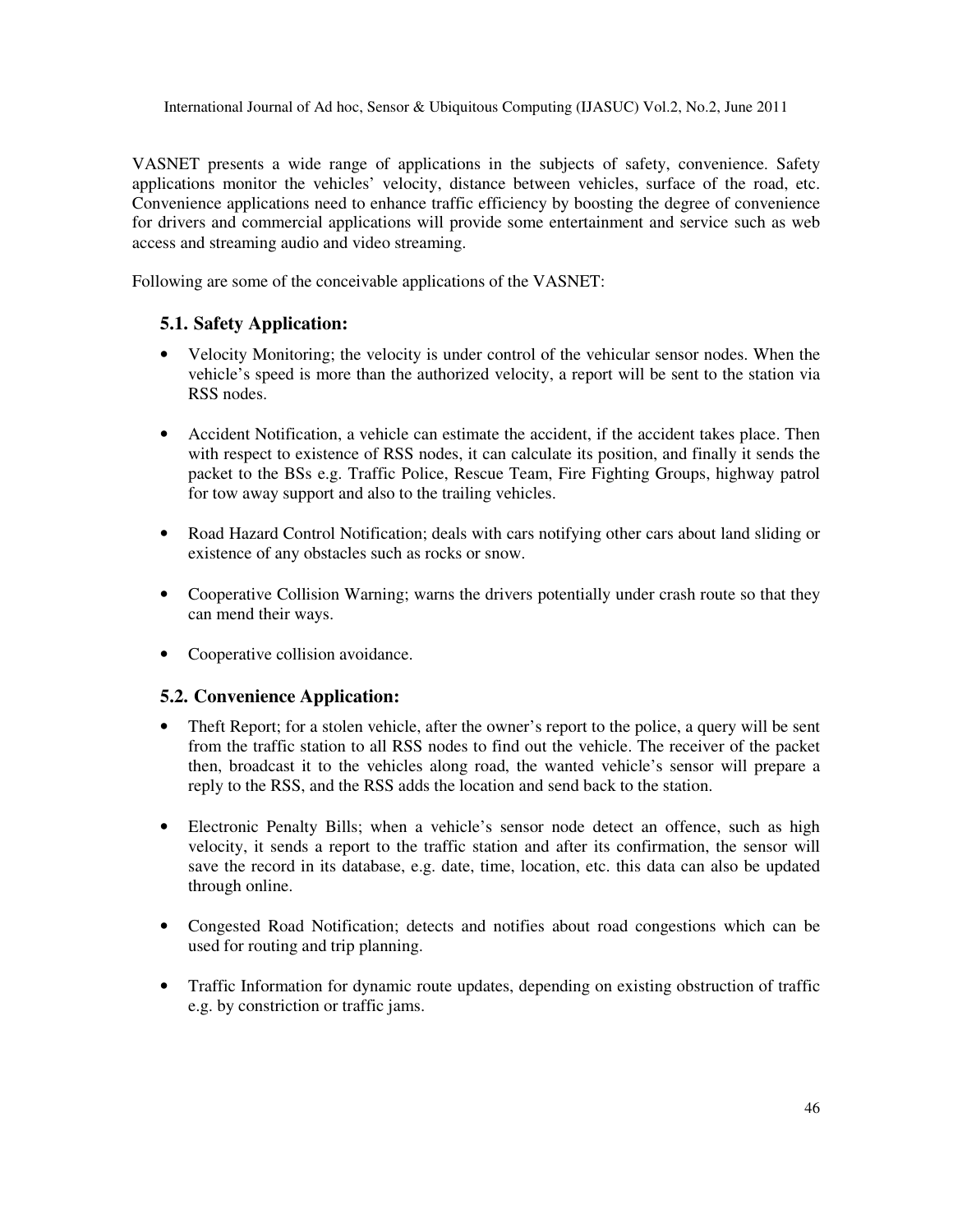VASNET presents a wide range of applications in the subjects of safety, convenience. Safety applications monitor the vehicles' velocity, distance between vehicles, surface of the road, etc. Convenience applications need to enhance traffic efficiency by boosting the degree of convenience for drivers and commercial applications will provide some entertainment and service such as web access and streaming audio and video streaming.

Following are some of the conceivable applications of the VASNET:

### 5.1. Safety Application:

- Velocity Monitoring; the velocity is under control of the vehicular sensor nodes. When the vehicle's speed is more than the authorized velocity, a report will be sent to the station via RSS nodes.
- Accident Notification, a vehicle can estimate the accident, if the accident takes place. Then with respect to existence of RSS nodes, it can calculate its position, and finally it sends the packet to the BSs e.g. Traffic Police, Rescue Team, Fire Fighting Groups, highway patrol for tow away support and also to the trailing vehicles.
- Road Hazard Control Notification; deals with cars notifying other cars about land sliding or existence of any obstacles such as rocks or snow.
- Cooperative Collision Warning; warns the drivers potentially under crash route so that they can mend their ways.
- Cooperative collision avoidance.

### 5.2. Convenience Application:

- Theft Report; for a stolen vehicle, after the owner's report to the police, a query will be sent from the traffic station to all RSS nodes to find out the vehicle. The receiver of the packet then, broadcast it to the vehicles along road, the wanted vehicle's sensor will prepare a reply to the RSS, and the RSS adds the location and send back to the station.
- Electronic Penalty Bills; when a vehicle's sensor node detect an offence, such as high velocity, it sends a report to the traffic station and after its confirmation, the sensor will save the record in its database, e.g. date, time, location, etc. this data can also be updated through online.
- Congested Road Notification; detects and notifies about road congestions which can be used for routing and trip planning.
- Traffic Information for dynamic route updates, depending on existing obstruction of traffic e.g. by constriction or traffic jams.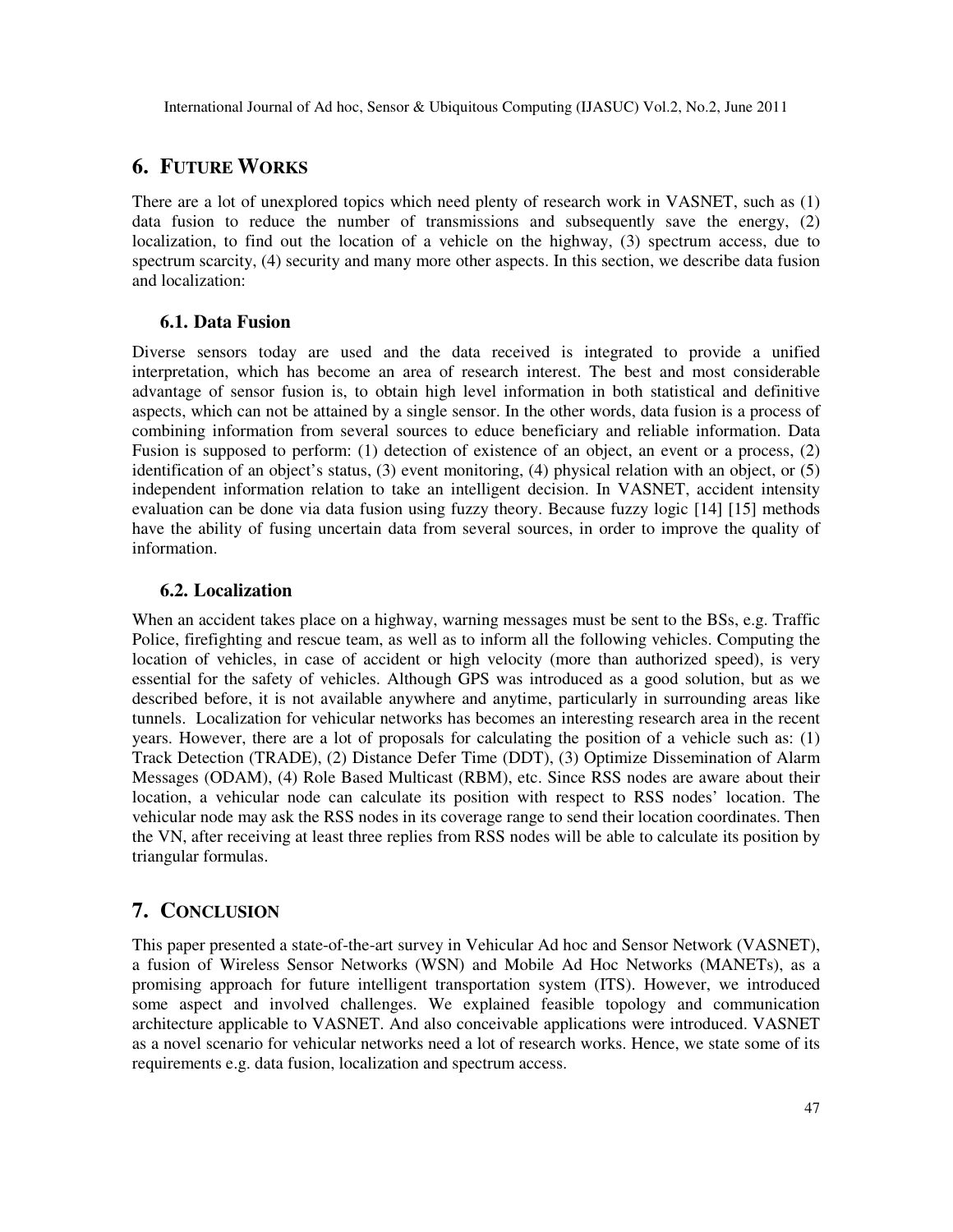## 6. FUTURE WORKS

There are a lot of unexplored topics which need plenty of research work in VASNET, such as (1) data fusion to reduce the number of transmissions and subsequently save the energy, (2) localization, to find out the location of a vehicle on the highway, (3) spectrum access, due to spectrum scarcity, (4) security and many more other aspects. In this section, we describe data fusion and localization:

### 6.1. Data Fusion

Diverse sensors today are used and the data received is integrated to provide a unified interpretation, which has become an area of research interest. The best and most considerable advantage of sensor fusion is, to obtain high level information in both statistical and definitive aspects, which can not be attained by a single sensor. In the other words, data fusion is a process of combining information from several sources to educe beneficiary and reliable information. Data Fusion is supposed to perform: (1) detection of existence of an object, an event or a process, (2) identification of an object's status, (3) event monitoring, (4) physical relation with an object, or (5) independent information relation to take an intelligent decision. In VASNET, accident intensity evaluation can be done via data fusion using fuzzy theory. Because fuzzy logic [14] [15] methods have the ability of fusing uncertain data from several sources, in order to improve the quality of information.

### 6.2. Localization

When an accident takes place on a highway, warning messages must be sent to the BSs, e.g. Traffic Police, firefighting and rescue team, as well as to inform all the following vehicles. Computing the location of vehicles, in case of accident or high velocity (more than authorized speed), is very essential for the safety of vehicles. Although GPS was introduced as a good solution, but as we described before, it is not available anywhere and anytime, particularly in surrounding areas like tunnels. Localization for vehicular networks has becomes an interesting research area in the recent years. However, there are a lot of proposals for calculating the position of a vehicle such as: (1) Track Detection (TRADE), (2) Distance Defer Time (DDT), (3) Optimize Dissemination of Alarm Messages (ODAM), (4) Role Based Multicast (RBM), etc. Since RSS nodes are aware about their location, a vehicular node can calculate its position with respect to RSS nodes' location. The vehicular node may ask the RSS nodes in its coverage range to send their location coordinates. Then the VN, after receiving at least three replies from RSS nodes will be able to calculate its position by triangular formulas.

## 7. CONCLUSION

This paper presented a state-of-the-art survey in Vehicular Ad hoc and Sensor Network (VASNET), a fusion of Wireless Sensor Networks (WSN) and Mobile Ad Hoc Networks (MANETs), as a promising approach for future intelligent transportation system (ITS). However, we introduced some aspect and involved challenges. We explained feasible topology and communication architecture applicable to VASNET. And also conceivable applications were introduced. VASNET as a novel scenario for vehicular networks need a lot of research works. Hence, we state some of its requirements e.g. data fusion, localization and spectrum access.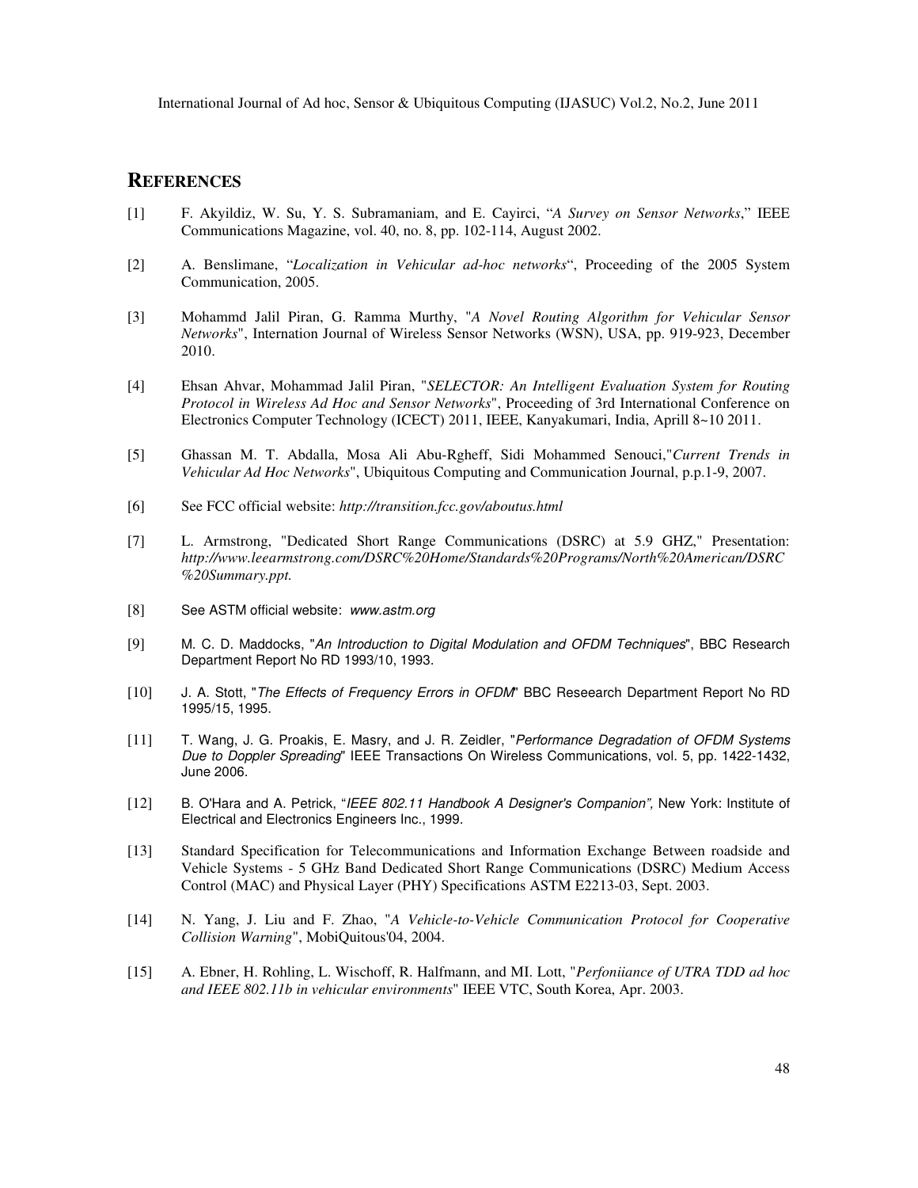## REFERENCES

[1] F. Akyildiz, W. Su, Y. S. Subramaniam, and E. Cayirci, "*A Survey on Sensor Networks*," IEEE Communications Magazine, vol. 40, no. 8, pp. 102-114, August 2002.

[2] A. Benslimane, "*Localization in Vehicular ad-hoc networks*", Proceeding of the 2005 System Communication, 2005.

[3] Mohammd Jalil Piran, G. Ramma Murthy, "*A Novel Routing Algorithm for Vehicular Sensor Networks*", Internation Journal of Wireless Sensor Networks (WSN), USA, pp. 919-923, December 2010.

[4] Ehsan Ahvar, Mohammad Jalil Piran, "*SELECTOR: An Intelligent Evaluation System for Routing Protocol in Wireless Ad Hoc and Sensor Networks*", Proceeding of 3rd International Conference on Electronics Computer Technology (ICECT) 2011, IEEE, Kanyakumari, India, Aprill 8~10 2011.

[5] Ghassan M. T. Abdalla, Mosa Ali Abu-Rgheff, Sidi Mohammed Senouci,"*Current Trends in Vehicular Ad Hoc Networks*", Ubiquitous Computing and Communication Journal, p.p.1-9, 2007.

[6] See FCC official website: *http://transition.fcc.gov/aboutus.html*

[7] L. Armstrong, "Dedicated Short Range Communications (DSRC) at 5.9 GHZ," Presentation: *http://www.leearmstrong.com/DSRC%20Home/Standards%20Programs/North%20American/DSRC%20Summary.ppt.*

[8] See ASTM official website: *www.astm.org*

[9] M. C. D. Maddocks, "*An Introduction to Digital Modulation and OFDM Techniques*", BBC Research Department Report No RD 1993/10, 1993.

[10] J. A. Stott, "*The Effects of Frequency Errors in OFDM*" BBC Reseearch Department Report No RD 1995/15, 1995.

[11] T. Wang, J. G. Proakis, E. Masry, and J. R. Zeidler, "*Performance Degradation of OFDM Systems Due to Doppler Spreading*" IEEE Transactions On Wireless Communications, vol. 5, pp. 1422-1432, June 2006.

[12] B. O'Hara and A. Petrick, "*IEEE 802.11 Handbook A Designer's Companion",* New York: Institute of Electrical and Electronics Engineers Inc., 1999.

[13] Standard Specification for Telecommunications and Information Exchange Between roadside and Vehicle Systems - 5 GHz Band Dedicated Short Range Communications (DSRC) Medium Access Control (MAC) and Physical Layer (PHY) Specifications ASTM E2213-03, Sept. 2003.

[14] N. Yang, J. Liu and F. Zhao, "*A Vehicle-to-Vehicle Communication Protocol for Cooperative Collision Warning*", MobiQuitous'04, 2004.

[15] A. Ebner, H. Rohling, L. Wischoff, R. Halfmann, and MI. Lott, "*Perfoniiance of UTRA TDD ad hoc and IEEE 802.11b in vehicular environments*" IEEE VTC, South Korea, Apr. 2003.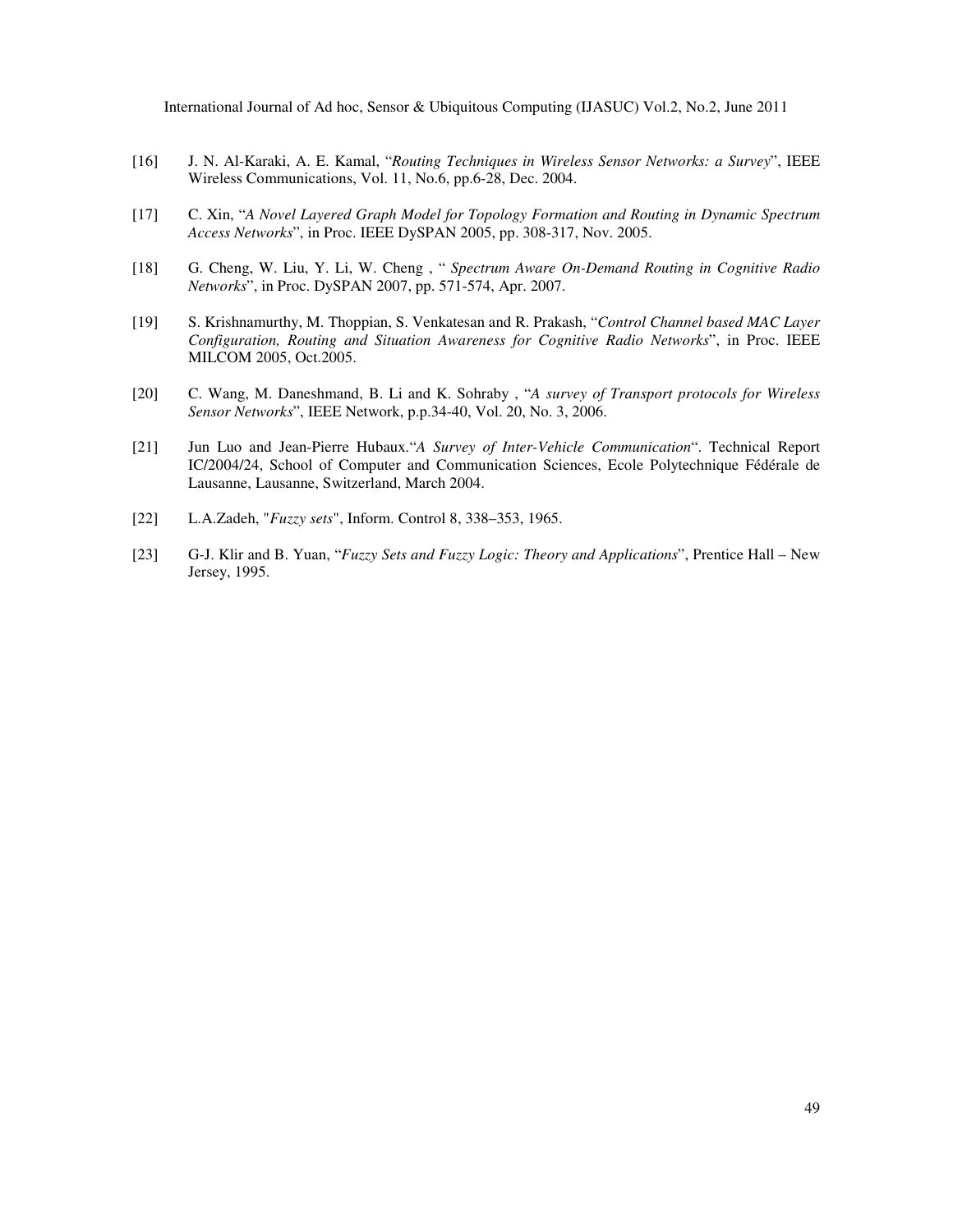[16] J. N. Al-Karaki, A. E. Kamal, "*Routing Techniques in Wireless Sensor Networks: a Survey*", IEEE Wireless Communications, Vol. 11, No.6, pp.6-28, Dec. 2004.

[17] C. Xin, "*A Novel Layered Graph Model for Topology Formation and Routing in Dynamic Spectrum Access Networks*", in Proc. IEEE DySPAN 2005, pp. 308-317, Nov. 2005.

[18] G. Cheng, W. Liu, Y. Li, W. Cheng , " *Spectrum Aware On-Demand Routing in Cognitive Radio Networks*", in Proc. DySPAN 2007, pp. 571-574, Apr. 2007.

[19] S. Krishnamurthy, M. Thoppian, S. Venkatesan and R. Prakash, "*Control Channel based MAC Layer Configuration, Routing and Situation Awareness for Cognitive Radio Networks*", in Proc. IEEE MILCOM 2005, Oct.2005.

[20] C. Wang, M. Daneshmand, B. Li and K. Sohraby , "*A survey of Transport protocols for Wireless Sensor Networks*", IEEE Network, p.p.34-40, Vol. 20, No. 3, 2006.

[21] Jun Luo and Jean-Pierre Hubaux."*A Survey of Inter-Vehicle Communication*". Technical Report IC/2004/24, School of Computer and Communication Sciences, Ecole Polytechnique Fédérale de Lausanne, Lausanne, Switzerland, March 2004.

[22] L.A.Zadeh, "*Fuzzy sets*", Inform. Control 8, 338–353, 1965.

[23] G-J. Klir and B. Yuan, "*Fuzzy Sets and Fuzzy Logic: Theory and Applications*", Prentice Hall – New Jersey, 1995.